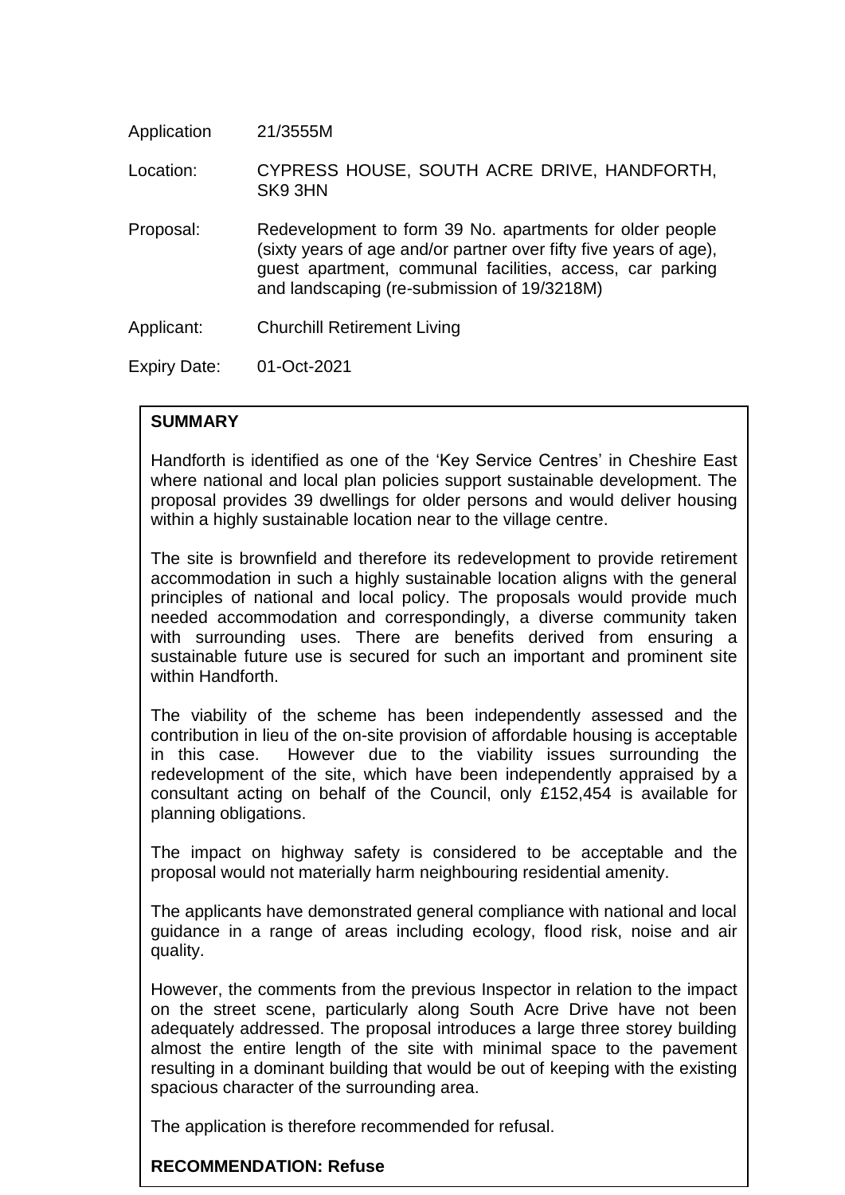| | |
|---|---|
| Application | 21/3555M |
| Location: | CYPRESS HOUSE, SOUTH ACRE DRIVE, HANDFORTH, SK9 3HN |
| Proposal: | Redevelopment to form 39 No. apartments for older people (sixty years of age and/or partner over fifty five years of age), guest apartment, communal facilities, access, car parking and landscaping (re-submission of 19/3218M) |
| Applicant: | Churchill Retirement Living |
| Expiry Date: | 01-Oct-2021 |

**SUMMARY**

Handforth is identified as one of the 'Key Service Centres' in Cheshire East where national and local plan policies support sustainable development. The proposal provides 39 dwellings for older persons and would deliver housing within a highly sustainable location near to the village centre.

The site is brownfield and therefore its redevelopment to provide retirement accommodation in such a highly sustainable location aligns with the general principles of national and local policy. The proposals would provide much needed accommodation and correspondingly, a diverse community taken with surrounding uses. There are benefits derived from ensuring a sustainable future use is secured for such an important and prominent site within Handforth.

The viability of the scheme has been independently assessed and the contribution in lieu of the on-site provision of affordable housing is acceptable in this case. However due to the viability issues surrounding the redevelopment of the site, which have been independently appraised by a consultant acting on behalf of the Council, only £152,454 is available for planning obligations.

The impact on highway safety is considered to be acceptable and the proposal would not materially harm neighbouring residential amenity.

The applicants have demonstrated general compliance with national and local guidance in a range of areas including ecology, flood risk, noise and air quality.

However, the comments from the previous Inspector in relation to the impact on the street scene, particularly along South Acre Drive have not been adequately addressed. The proposal introduces a large three storey building almost the entire length of the site with minimal space to the pavement resulting in a dominant building that would be out of keeping with the existing spacious character of the surrounding area.

The application is therefore recommended for refusal.

**RECOMMENDATION: Refuse**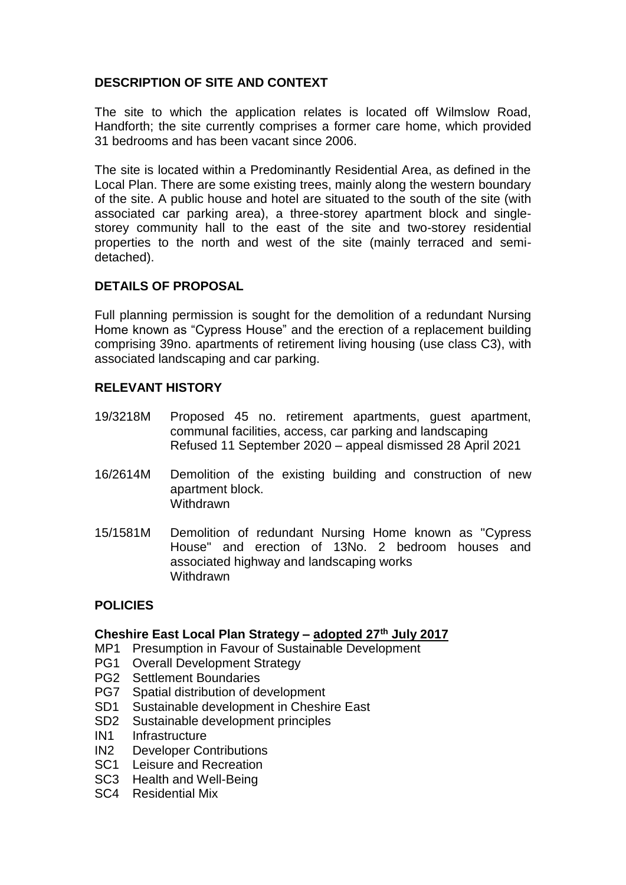## DESCRIPTION OF SITE AND CONTEXT

The site to which the application relates is located off Wilmslow Road, Handforth; the site currently comprises a former care home, which provided 31 bedrooms and has been vacant since 2006.

The site is located within a Predominantly Residential Area, as defined in the Local Plan. There are some existing trees, mainly along the western boundary of the site. A public house and hotel are situated to the south of the site (with associated car parking area), a three-storey apartment block and single-storey community hall to the east of the site and two-storey residential properties to the north and west of the site (mainly terraced and semi-detached).

## DETAILS OF PROPOSAL

Full planning permission is sought for the demolition of a redundant Nursing Home known as "Cypress House" and the erection of a replacement building comprising 39no. apartments of retirement living housing (use class C3), with associated landscaping and car parking.

## RELEVANT HISTORY

19/3218M Proposed 45 no. retirement apartments, guest apartment, communal facilities, access, car parking and landscaping
Refused 11 September 2020 – appeal dismissed 28 April 2021

16/2614M Demolition of the existing building and construction of new apartment block.
Withdrawn

15/1581M Demolition of redundant Nursing Home known as "Cypress House" and erection of 13No. 2 bedroom houses and associated highway and landscaping works
Withdrawn

## POLICIES

### Cheshire East Local Plan Strategy – adopted 27th July 2017

- MP1 Presumption in Favour of Sustainable Development
- PG1 Overall Development Strategy
- PG2 Settlement Boundaries
- PG7 Spatial distribution of development
- SD1 Sustainable development in Cheshire East
- SD2 Sustainable development principles
- IN1 Infrastructure
- IN2 Developer Contributions
- SC1 Leisure and Recreation
- SC3 Health and Well-Being
- SC4 Residential Mix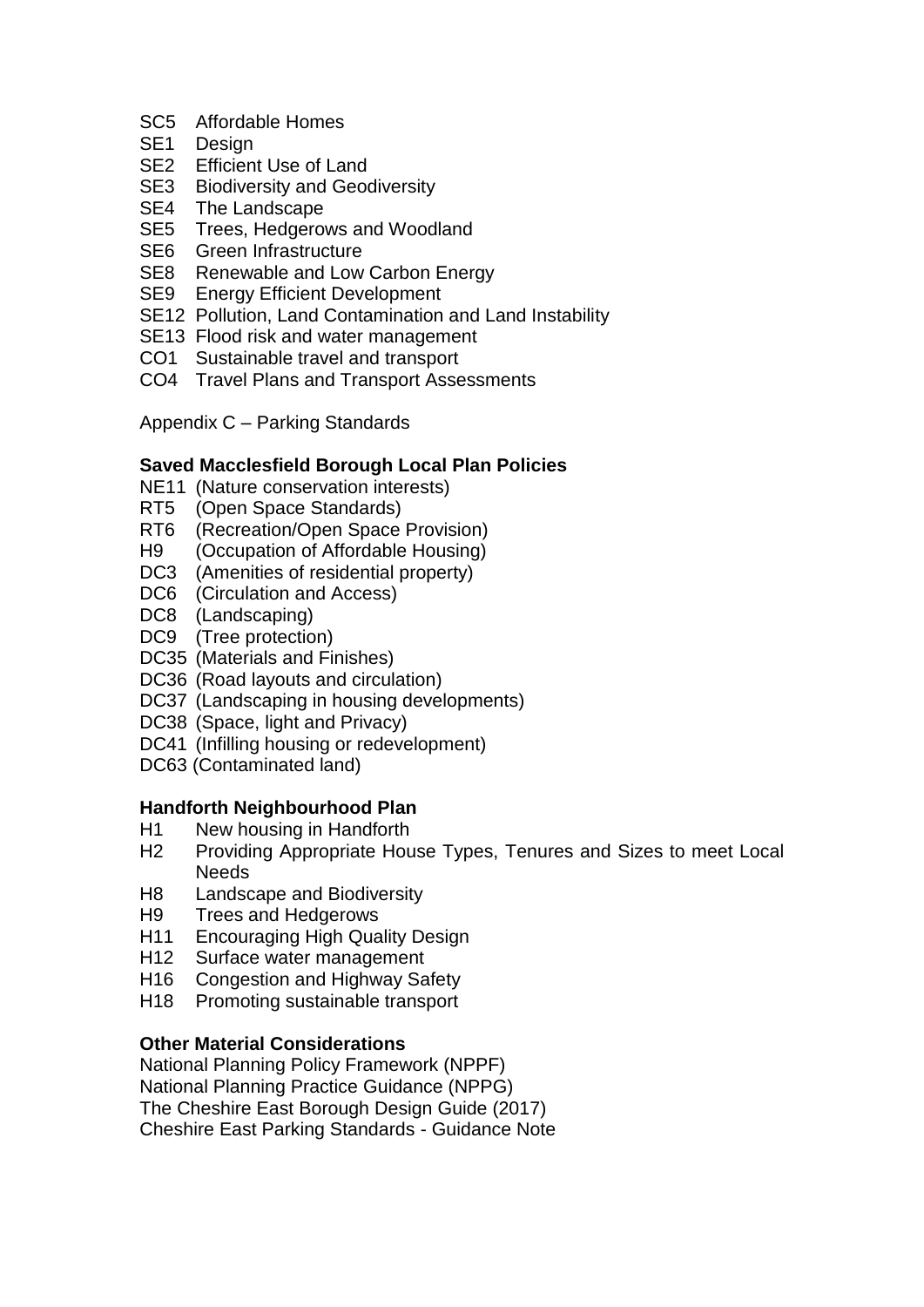SC5 Affordable Homes
SE1 Design
SE2 Efficient Use of Land
SE3 Biodiversity and Geodiversity
SE4 The Landscape
SE5 Trees, Hedgerows and Woodland
SE6 Green Infrastructure
SE8 Renewable and Low Carbon Energy
SE9 Energy Efficient Development
SE12 Pollution, Land Contamination and Land Instability
SE13 Flood risk and water management
CO1 Sustainable travel and transport
CO4 Travel Plans and Transport Assessments

Appendix C – Parking Standards

**Saved Macclesfield Borough Local Plan Policies**

NE11 (Nature conservation interests)
RT5 (Open Space Standards)
RT6 (Recreation/Open Space Provision)
H9 (Occupation of Affordable Housing)
DC3 (Amenities of residential property)
DC6 (Circulation and Access)
DC8 (Landscaping)
DC9 (Tree protection)
DC35 (Materials and Finishes)
DC36 (Road layouts and circulation)
DC37 (Landscaping in housing developments)
DC38 (Space, light and Privacy)
DC41 (Infilling housing or redevelopment)
DC63 (Contaminated land)

**Handforth Neighbourhood Plan**

H1 New housing in Handforth
H2 Providing Appropriate House Types, Tenures and Sizes to meet Local Needs
H8 Landscape and Biodiversity
H9 Trees and Hedgerows
H11 Encouraging High Quality Design
H12 Surface water management
H16 Congestion and Highway Safety
H18 Promoting sustainable transport

**Other Material Considerations**

National Planning Policy Framework (NPPF)
National Planning Practice Guidance (NPPG)
The Cheshire East Borough Design Guide (2017)
Cheshire East Parking Standards - Guidance Note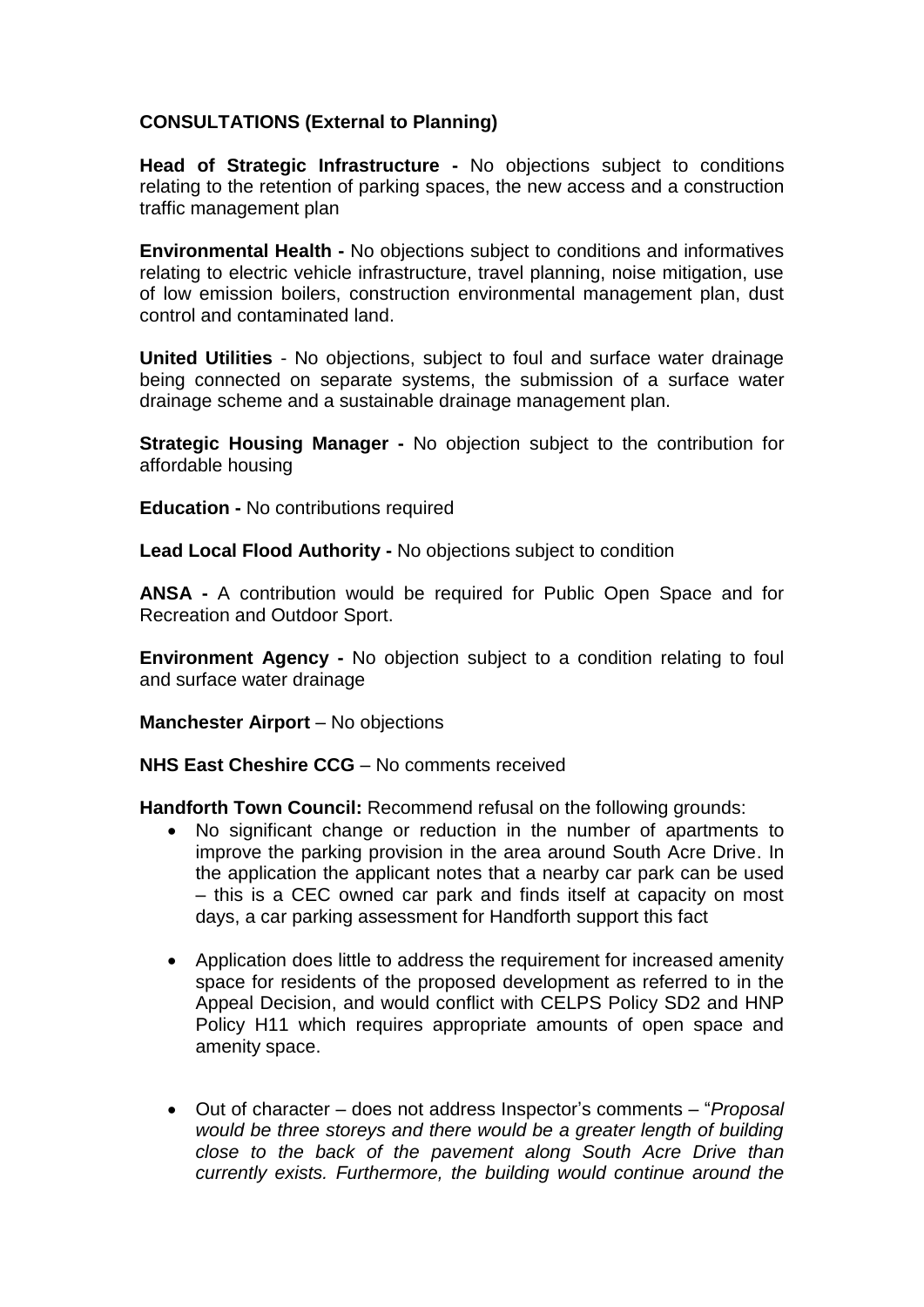**CONSULTATIONS (External to Planning)**

**Head of Strategic Infrastructure -** No objections subject to conditions relating to the retention of parking spaces, the new access and a construction traffic management plan

**Environmental Health -** No objections subject to conditions and informatives relating to electric vehicle infrastructure, travel planning, noise mitigation, use of low emission boilers, construction environmental management plan, dust control and contaminated land.

**United Utilities** - No objections, subject to foul and surface water drainage being connected on separate systems, the submission of a surface water drainage scheme and a sustainable drainage management plan.

**Strategic Housing Manager -** No objection subject to the contribution for affordable housing

**Education -** No contributions required

**Lead Local Flood Authority -** No objections subject to condition

**ANSA -** A contribution would be required for Public Open Space and for Recreation and Outdoor Sport.

**Environment Agency -** No objection subject to a condition relating to foul and surface water drainage

**Manchester Airport** – No objections

**NHS East Cheshire CCG** – No comments received

**Handforth Town Council:** Recommend refusal on the following grounds:

- No significant change or reduction in the number of apartments to improve the parking provision in the area around South Acre Drive. In the application the applicant notes that a nearby car park can be used – this is a CEC owned car park and finds itself at capacity on most days, a car parking assessment for Handforth support this fact

- Application does little to address the requirement for increased amenity space for residents of the proposed development as referred to in the Appeal Decision, and would conflict with CELPS Policy SD2 and HNP Policy H11 which requires appropriate amounts of open space and amenity space.

- Out of character – does not address Inspector's comments – "*Proposal would be three storeys and there would be a greater length of building close to the back of the pavement along South Acre Drive than currently exists. Furthermore, the building would continue around the*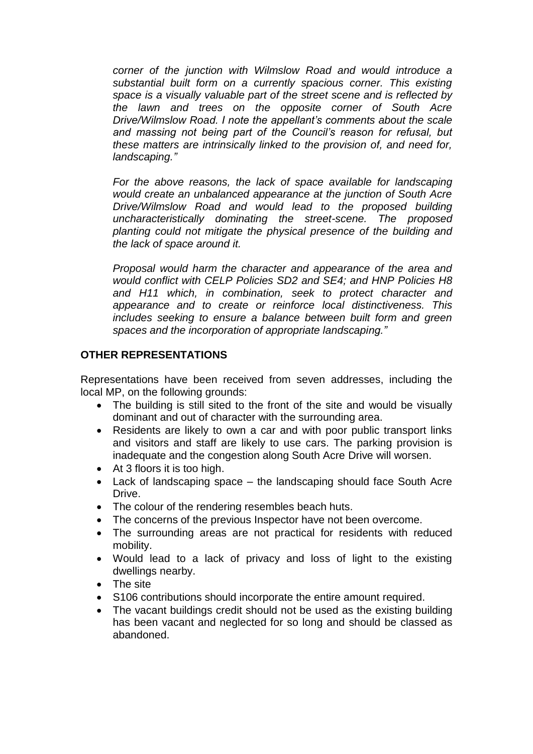*corner of the junction with Wilmslow Road and would introduce a substantial built form on a currently spacious corner. This existing space is a visually valuable part of the street scene and is reflected by the lawn and trees on the opposite corner of South Acre Drive/Wilmslow Road. I note the appellant's comments about the scale and massing not being part of the Council's reason for refusal, but these matters are intrinsically linked to the provision of, and need for, landscaping."*

*For the above reasons, the lack of space available for landscaping would create an unbalanced appearance at the junction of South Acre Drive/Wilmslow Road and would lead to the proposed building uncharacteristically dominating the street-scene. The proposed planting could not mitigate the physical presence of the building and the lack of space around it.*

*Proposal would harm the character and appearance of the area and would conflict with CELP Policies SD2 and SE4; and HNP Policies H8 and H11 which, in combination, seek to protect character and appearance and to create or reinforce local distinctiveness. This includes seeking to ensure a balance between built form and green spaces and the incorporation of appropriate landscaping."*

**OTHER REPRESENTATIONS**

Representations have been received from seven addresses, including the local MP, on the following grounds:

- The building is still sited to the front of the site and would be visually dominant and out of character with the surrounding area.
- Residents are likely to own a car and with poor public transport links and visitors and staff are likely to use cars. The parking provision is inadequate and the congestion along South Acre Drive will worsen.
- At 3 floors it is too high.
- Lack of landscaping space – the landscaping should face South Acre Drive.
- The colour of the rendering resembles beach huts.
- The concerns of the previous Inspector have not been overcome.
- The surrounding areas are not practical for residents with reduced mobility.
- Would lead to a lack of privacy and loss of light to the existing dwellings nearby.
- The site
- S106 contributions should incorporate the entire amount required.
- The vacant buildings credit should not be used as the existing building has been vacant and neglected for so long and should be classed as abandoned.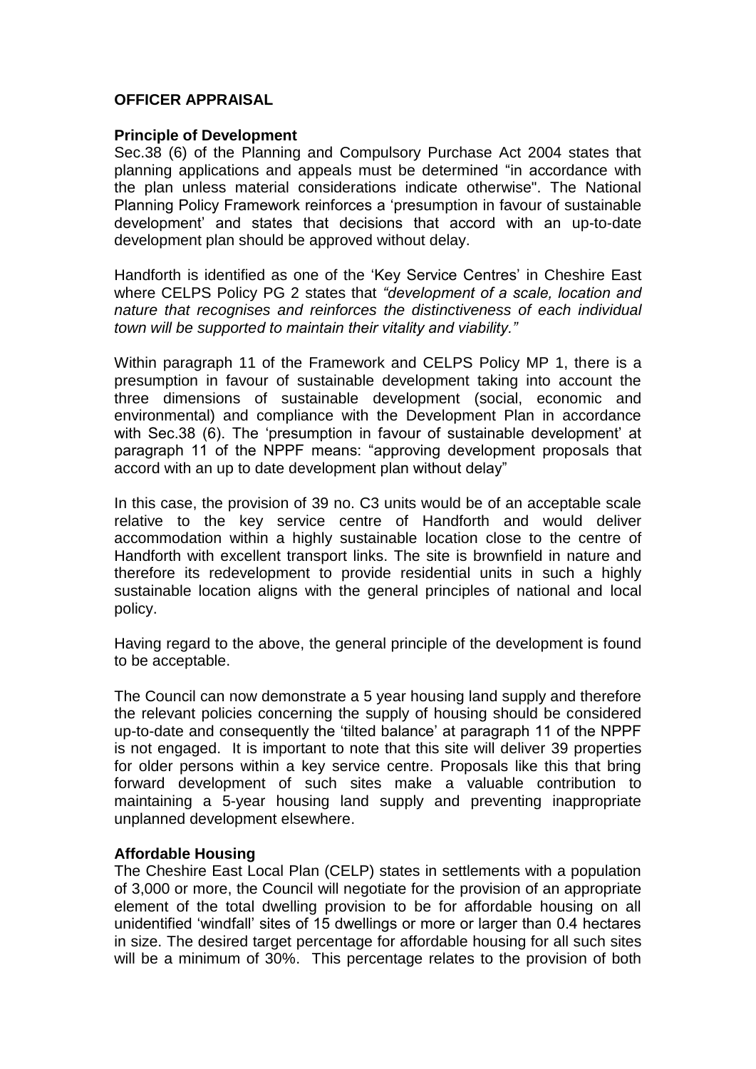**OFFICER APPRAISAL**

**Principle of Development**

Sec.38 (6) of the Planning and Compulsory Purchase Act 2004 states that planning applications and appeals must be determined "in accordance with the plan unless material considerations indicate otherwise". The National Planning Policy Framework reinforces a 'presumption in favour of sustainable development' and states that decisions that accord with an up-to-date development plan should be approved without delay.

Handforth is identified as one of the 'Key Service Centres' in Cheshire East where CELPS Policy PG 2 states that *"development of a scale, location and nature that recognises and reinforces the distinctiveness of each individual town will be supported to maintain their vitality and viability."*

Within paragraph 11 of the Framework and CELPS Policy MP 1, there is a presumption in favour of sustainable development taking into account the three dimensions of sustainable development (social, economic and environmental) and compliance with the Development Plan in accordance with Sec.38 (6). The 'presumption in favour of sustainable development' at paragraph 11 of the NPPF means: "approving development proposals that accord with an up to date development plan without delay"

In this case, the provision of 39 no. C3 units would be of an acceptable scale relative to the key service centre of Handforth and would deliver accommodation within a highly sustainable location close to the centre of Handforth with excellent transport links. The site is brownfield in nature and therefore its redevelopment to provide residential units in such a highly sustainable location aligns with the general principles of national and local policy.

Having regard to the above, the general principle of the development is found to be acceptable.

The Council can now demonstrate a 5 year housing land supply and therefore the relevant policies concerning the supply of housing should be considered up-to-date and consequently the 'tilted balance' at paragraph 11 of the NPPF is not engaged. It is important to note that this site will deliver 39 properties for older persons within a key service centre. Proposals like this that bring forward development of such sites make a valuable contribution to maintaining a 5-year housing land supply and preventing inappropriate unplanned development elsewhere.

**Affordable Housing**

The Cheshire East Local Plan (CELP) states in settlements with a population of 3,000 or more, the Council will negotiate for the provision of an appropriate element of the total dwelling provision to be for affordable housing on all unidentified 'windfall' sites of 15 dwellings or more or larger than 0.4 hectares in size. The desired target percentage for affordable housing for all such sites will be a minimum of 30%. This percentage relates to the provision of both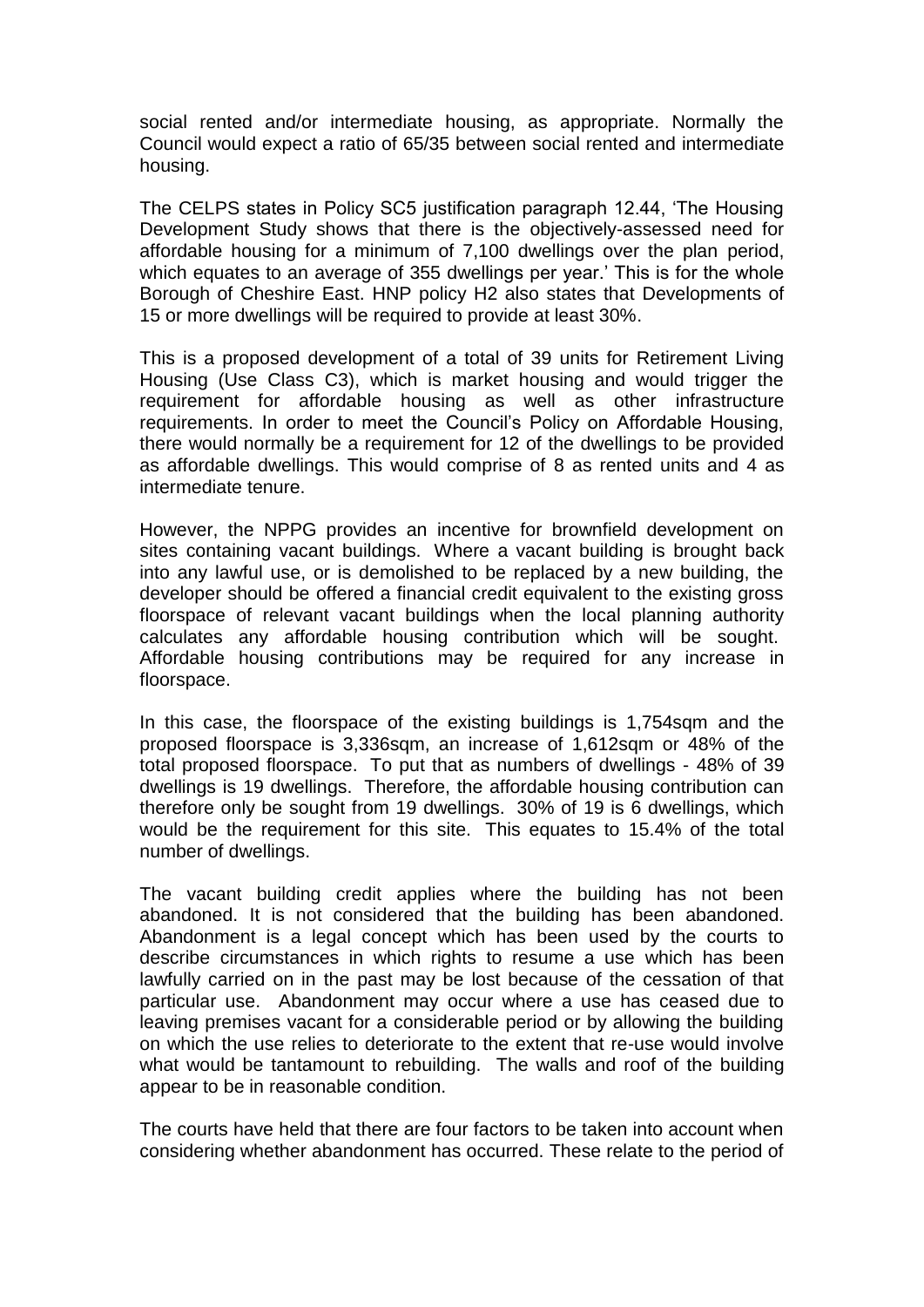social rented and/or intermediate housing, as appropriate. Normally the Council would expect a ratio of 65/35 between social rented and intermediate housing.

The CELPS states in Policy SC5 justification paragraph 12.44, 'The Housing Development Study shows that there is the objectively-assessed need for affordable housing for a minimum of 7,100 dwellings over the plan period, which equates to an average of 355 dwellings per year.' This is for the whole Borough of Cheshire East. HNP policy H2 also states that Developments of 15 or more dwellings will be required to provide at least 30%.

This is a proposed development of a total of 39 units for Retirement Living Housing (Use Class C3), which is market housing and would trigger the requirement for affordable housing as well as other infrastructure requirements. In order to meet the Council's Policy on Affordable Housing, there would normally be a requirement for 12 of the dwellings to be provided as affordable dwellings. This would comprise of 8 as rented units and 4 as intermediate tenure.

However, the NPPG provides an incentive for brownfield development on sites containing vacant buildings. Where a vacant building is brought back into any lawful use, or is demolished to be replaced by a new building, the developer should be offered a financial credit equivalent to the existing gross floorspace of relevant vacant buildings when the local planning authority calculates any affordable housing contribution which will be sought. Affordable housing contributions may be required for any increase in floorspace.

In this case, the floorspace of the existing buildings is 1,754sqm and the proposed floorspace is 3,336sqm, an increase of 1,612sqm or 48% of the total proposed floorspace. To put that as numbers of dwellings - 48% of 39 dwellings is 19 dwellings. Therefore, the affordable housing contribution can therefore only be sought from 19 dwellings. 30% of 19 is 6 dwellings, which would be the requirement for this site. This equates to 15.4% of the total number of dwellings.

The vacant building credit applies where the building has not been abandoned. It is not considered that the building has been abandoned. Abandonment is a legal concept which has been used by the courts to describe circumstances in which rights to resume a use which has been lawfully carried on in the past may be lost because of the cessation of that particular use. Abandonment may occur where a use has ceased due to leaving premises vacant for a considerable period or by allowing the building on which the use relies to deteriorate to the extent that re-use would involve what would be tantamount to rebuilding. The walls and roof of the building appear to be in reasonable condition.

The courts have held that there are four factors to be taken into account when considering whether abandonment has occurred. These relate to the period of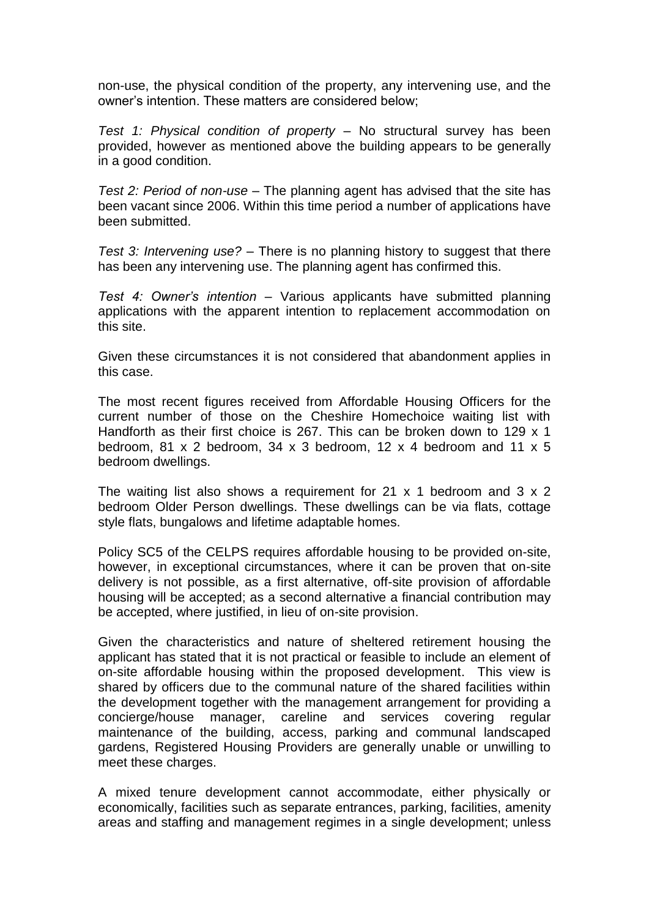non-use, the physical condition of the property, any intervening use, and the owner's intention. These matters are considered below;

*Test 1: Physical condition of property* – No structural survey has been provided, however as mentioned above the building appears to be generally in a good condition.

*Test 2: Period of non-use* – The planning agent has advised that the site has been vacant since 2006. Within this time period a number of applications have been submitted.

*Test 3: Intervening use?* – There is no planning history to suggest that there has been any intervening use. The planning agent has confirmed this.

*Test 4: Owner's intention* – Various applicants have submitted planning applications with the apparent intention to replacement accommodation on this site.

Given these circumstances it is not considered that abandonment applies in this case.

The most recent figures received from Affordable Housing Officers for the current number of those on the Cheshire Homechoice waiting list with Handforth as their first choice is 267. This can be broken down to 129 x 1 bedroom, 81 x 2 bedroom, 34 x 3 bedroom, 12 x 4 bedroom and 11 x 5 bedroom dwellings.

The waiting list also shows a requirement for 21 x 1 bedroom and 3 x 2 bedroom Older Person dwellings. These dwellings can be via flats, cottage style flats, bungalows and lifetime adaptable homes.

Policy SC5 of the CELPS requires affordable housing to be provided on-site, however, in exceptional circumstances, where it can be proven that on-site delivery is not possible, as a first alternative, off-site provision of affordable housing will be accepted; as a second alternative a financial contribution may be accepted, where justified, in lieu of on-site provision.

Given the characteristics and nature of sheltered retirement housing the applicant has stated that it is not practical or feasible to include an element of on-site affordable housing within the proposed development. This view is shared by officers due to the communal nature of the shared facilities within the development together with the management arrangement for providing a concierge/house manager, careline and services covering regular maintenance of the building, access, parking and communal landscaped gardens, Registered Housing Providers are generally unable or unwilling to meet these charges.

A mixed tenure development cannot accommodate, either physically or economically, facilities such as separate entrances, parking, facilities, amenity areas and staffing and management regimes in a single development; unless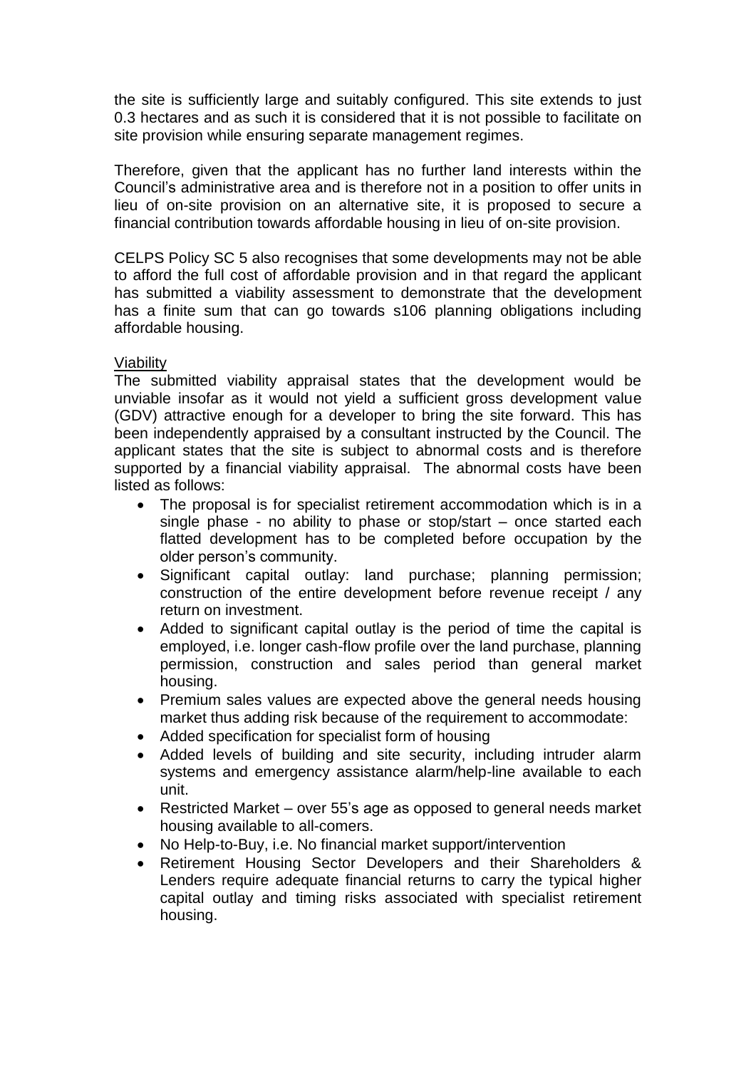the site is sufficiently large and suitably configured. This site extends to just 0.3 hectares and as such it is considered that it is not possible to facilitate on site provision while ensuring separate management regimes.

Therefore, given that the applicant has no further land interests within the Council's administrative area and is therefore not in a position to offer units in lieu of on-site provision on an alternative site, it is proposed to secure a financial contribution towards affordable housing in lieu of on-site provision.

CELPS Policy SC 5 also recognises that some developments may not be able to afford the full cost of affordable provision and in that regard the applicant has submitted a viability assessment to demonstrate that the development has a finite sum that can go towards s106 planning obligations including affordable housing.

Viability

The submitted viability appraisal states that the development would be unviable insofar as it would not yield a sufficient gross development value (GDV) attractive enough for a developer to bring the site forward. This has been independently appraised by a consultant instructed by the Council. The applicant states that the site is subject to abnormal costs and is therefore supported by a financial viability appraisal. The abnormal costs have been listed as follows:

- The proposal is for specialist retirement accommodation which is in a single phase - no ability to phase or stop/start – once started each flatted development has to be completed before occupation by the older person's community.
- Significant capital outlay: land purchase; planning permission; construction of the entire development before revenue receipt / any return on investment.
- Added to significant capital outlay is the period of time the capital is employed, i.e. longer cash-flow profile over the land purchase, planning permission, construction and sales period than general market housing.
- Premium sales values are expected above the general needs housing market thus adding risk because of the requirement to accommodate:
- Added specification for specialist form of housing
- Added levels of building and site security, including intruder alarm systems and emergency assistance alarm/help-line available to each unit.
- Restricted Market – over 55's age as opposed to general needs market housing available to all-comers.
- No Help-to-Buy, i.e. No financial market support/intervention
- Retirement Housing Sector Developers and their Shareholders & Lenders require adequate financial returns to carry the typical higher capital outlay and timing risks associated with specialist retirement housing.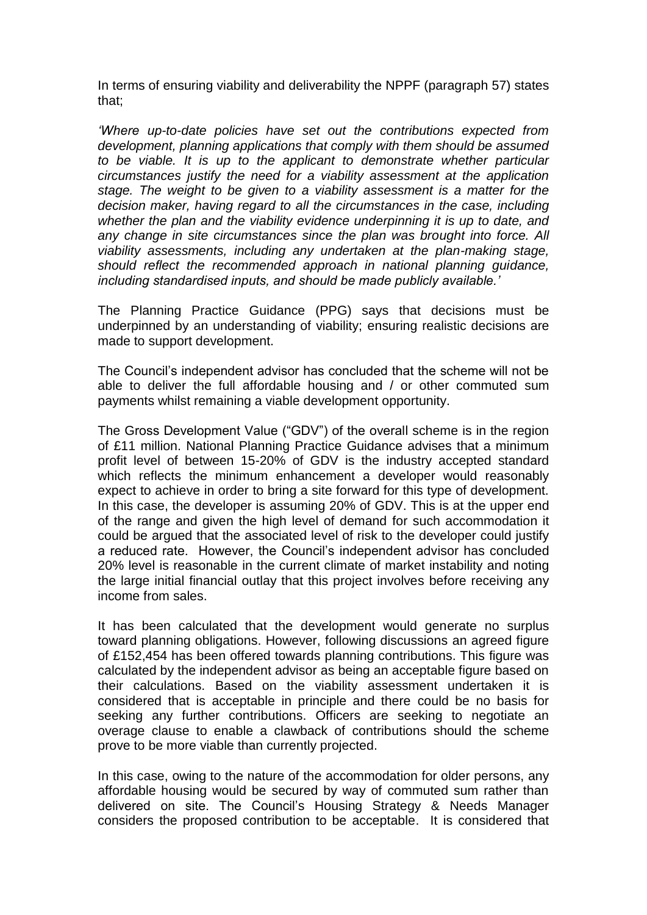In terms of ensuring viability and deliverability the NPPF (paragraph 57) states that;

*'Where up-to-date policies have set out the contributions expected from development, planning applications that comply with them should be assumed to be viable. It is up to the applicant to demonstrate whether particular circumstances justify the need for a viability assessment at the application stage. The weight to be given to a viability assessment is a matter for the decision maker, having regard to all the circumstances in the case, including whether the plan and the viability evidence underpinning it is up to date, and any change in site circumstances since the plan was brought into force. All viability assessments, including any undertaken at the plan-making stage, should reflect the recommended approach in national planning guidance, including standardised inputs, and should be made publicly available.'*

The Planning Practice Guidance (PPG) says that decisions must be underpinned by an understanding of viability; ensuring realistic decisions are made to support development.

The Council's independent advisor has concluded that the scheme will not be able to deliver the full affordable housing and / or other commuted sum payments whilst remaining a viable development opportunity.

The Gross Development Value ("GDV") of the overall scheme is in the region of £11 million. National Planning Practice Guidance advises that a minimum profit level of between 15-20% of GDV is the industry accepted standard which reflects the minimum enhancement a developer would reasonably expect to achieve in order to bring a site forward for this type of development. In this case, the developer is assuming 20% of GDV. This is at the upper end of the range and given the high level of demand for such accommodation it could be argued that the associated level of risk to the developer could justify a reduced rate. However, the Council's independent advisor has concluded 20% level is reasonable in the current climate of market instability and noting the large initial financial outlay that this project involves before receiving any income from sales.

It has been calculated that the development would generate no surplus toward planning obligations. However, following discussions an agreed figure of £152,454 has been offered towards planning contributions. This figure was calculated by the independent advisor as being an acceptable figure based on their calculations. Based on the viability assessment undertaken it is considered that is acceptable in principle and there could be no basis for seeking any further contributions. Officers are seeking to negotiate an overage clause to enable a clawback of contributions should the scheme prove to be more viable than currently projected.

In this case, owing to the nature of the accommodation for older persons, any affordable housing would be secured by way of commuted sum rather than delivered on site. The Council's Housing Strategy & Needs Manager considers the proposed contribution to be acceptable. It is considered that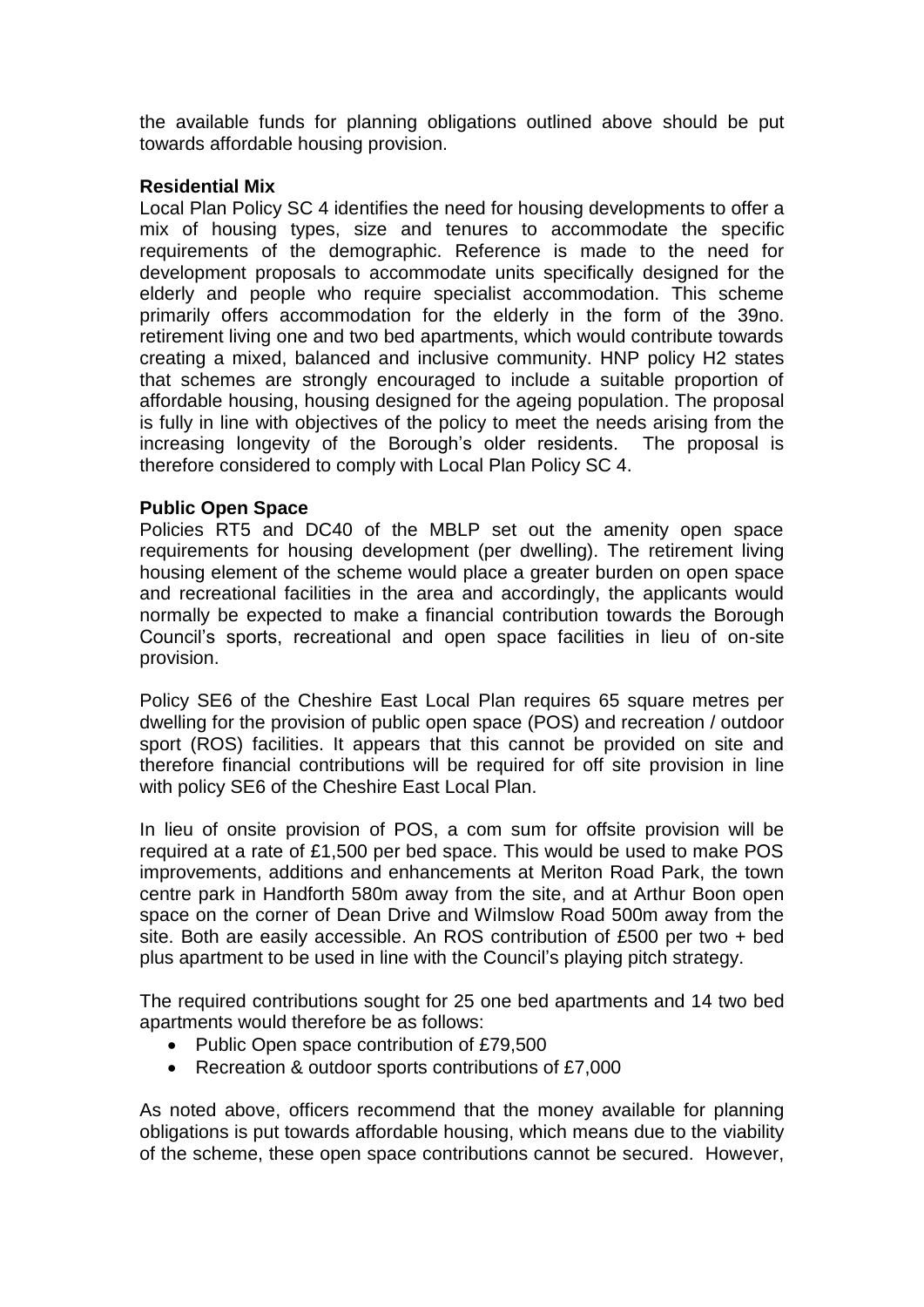the available funds for planning obligations outlined above should be put towards affordable housing provision.

**Residential Mix**

Local Plan Policy SC 4 identifies the need for housing developments to offer a mix of housing types, size and tenures to accommodate the specific requirements of the demographic. Reference is made to the need for development proposals to accommodate units specifically designed for the elderly and people who require specialist accommodation. This scheme primarily offers accommodation for the elderly in the form of the 39no. retirement living one and two bed apartments, which would contribute towards creating a mixed, balanced and inclusive community. HNP policy H2 states that schemes are strongly encouraged to include a suitable proportion of affordable housing, housing designed for the ageing population. The proposal is fully in line with objectives of the policy to meet the needs arising from the increasing longevity of the Borough's older residents. The proposal is therefore considered to comply with Local Plan Policy SC 4.

**Public Open Space**

Policies RT5 and DC40 of the MBLP set out the amenity open space requirements for housing development (per dwelling). The retirement living housing element of the scheme would place a greater burden on open space and recreational facilities in the area and accordingly, the applicants would normally be expected to make a financial contribution towards the Borough Council's sports, recreational and open space facilities in lieu of on-site provision.

Policy SE6 of the Cheshire East Local Plan requires 65 square metres per dwelling for the provision of public open space (POS) and recreation / outdoor sport (ROS) facilities. It appears that this cannot be provided on site and therefore financial contributions will be required for off site provision in line with policy SE6 of the Cheshire East Local Plan.

In lieu of onsite provision of POS, a com sum for offsite provision will be required at a rate of £1,500 per bed space. This would be used to make POS improvements, additions and enhancements at Meriton Road Park, the town centre park in Handforth 580m away from the site, and at Arthur Boon open space on the corner of Dean Drive and Wilmslow Road 500m away from the site. Both are easily accessible. An ROS contribution of £500 per two + bed plus apartment to be used in line with the Council's playing pitch strategy.

The required contributions sought for 25 one bed apartments and 14 two bed apartments would therefore be as follows:

- Public Open space contribution of £79,500
- Recreation & outdoor sports contributions of £7,000

As noted above, officers recommend that the money available for planning obligations is put towards affordable housing, which means due to the viability of the scheme, these open space contributions cannot be secured. However,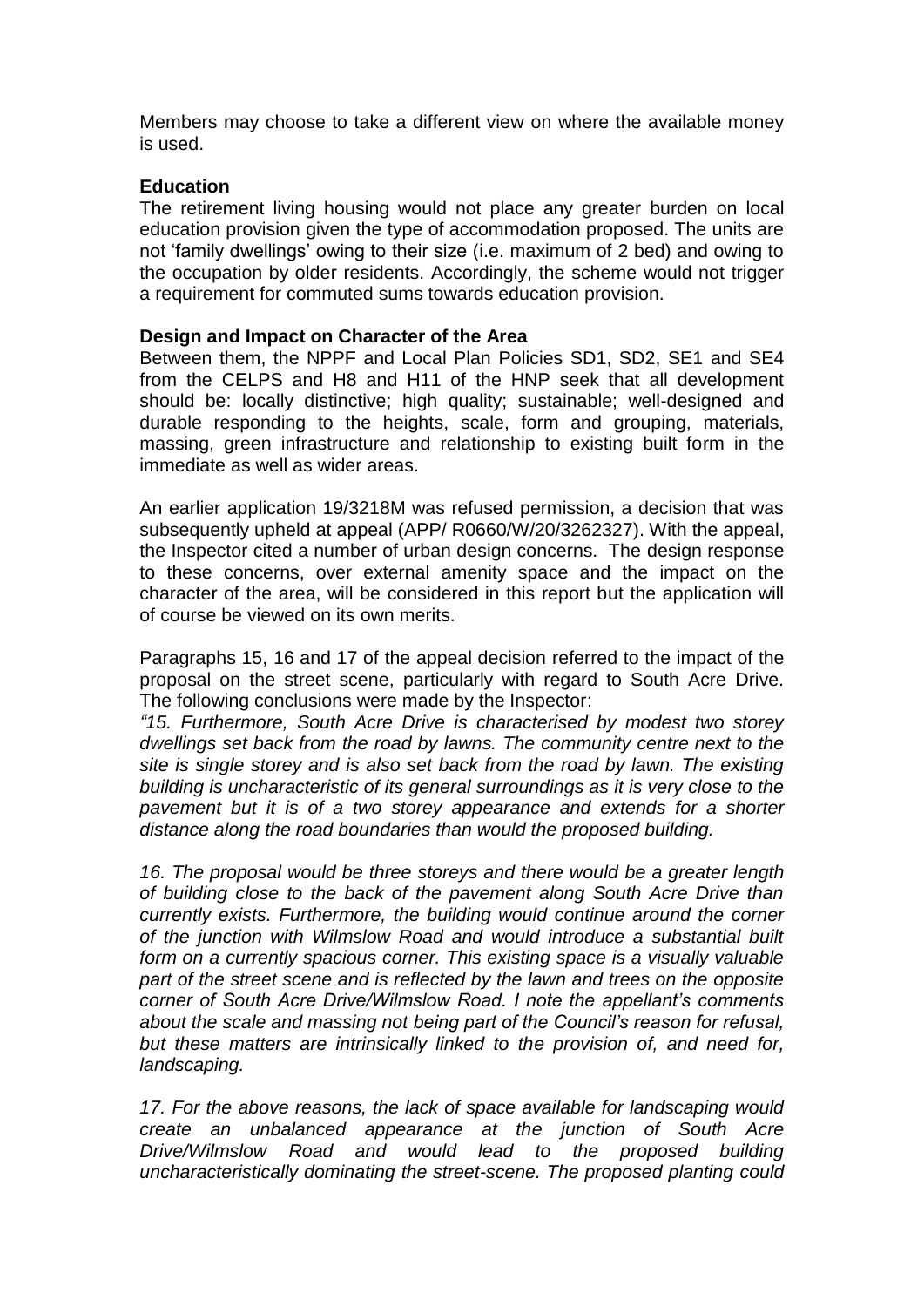Members may choose to take a different view on where the available money is used.

**Education**

The retirement living housing would not place any greater burden on local education provision given the type of accommodation proposed. The units are not 'family dwellings' owing to their size (i.e. maximum of 2 bed) and owing to the occupation by older residents. Accordingly, the scheme would not trigger a requirement for commuted sums towards education provision.

**Design and Impact on Character of the Area**

Between them, the NPPF and Local Plan Policies SD1, SD2, SE1 and SE4 from the CELPS and H8 and H11 of the HNP seek that all development should be: locally distinctive; high quality; sustainable; well-designed and durable responding to the heights, scale, form and grouping, materials, massing, green infrastructure and relationship to existing built form in the immediate as well as wider areas.

An earlier application 19/3218M was refused permission, a decision that was subsequently upheld at appeal (APP/ R0660/W/20/3262327). With the appeal, the Inspector cited a number of urban design concerns. The design response to these concerns, over external amenity space and the impact on the character of the area, will be considered in this report but the application will of course be viewed on its own merits.

Paragraphs 15, 16 and 17 of the appeal decision referred to the impact of the proposal on the street scene, particularly with regard to South Acre Drive. The following conclusions were made by the Inspector:

*"15. Furthermore, South Acre Drive is characterised by modest two storey dwellings set back from the road by lawns. The community centre next to the site is single storey and is also set back from the road by lawn. The existing building is uncharacteristic of its general surroundings as it is very close to the pavement but it is of a two storey appearance and extends for a shorter distance along the road boundaries than would the proposed building.*

*16. The proposal would be three storeys and there would be a greater length of building close to the back of the pavement along South Acre Drive than currently exists. Furthermore, the building would continue around the corner of the junction with Wilmslow Road and would introduce a substantial built form on a currently spacious corner. This existing space is a visually valuable part of the street scene and is reflected by the lawn and trees on the opposite corner of South Acre Drive/Wilmslow Road. I note the appellant's comments about the scale and massing not being part of the Council's reason for refusal, but these matters are intrinsically linked to the provision of, and need for, landscaping.*

*17. For the above reasons, the lack of space available for landscaping would create an unbalanced appearance at the junction of South Acre Drive/Wilmslow Road and would lead to the proposed building uncharacteristically dominating the street-scene. The proposed planting could*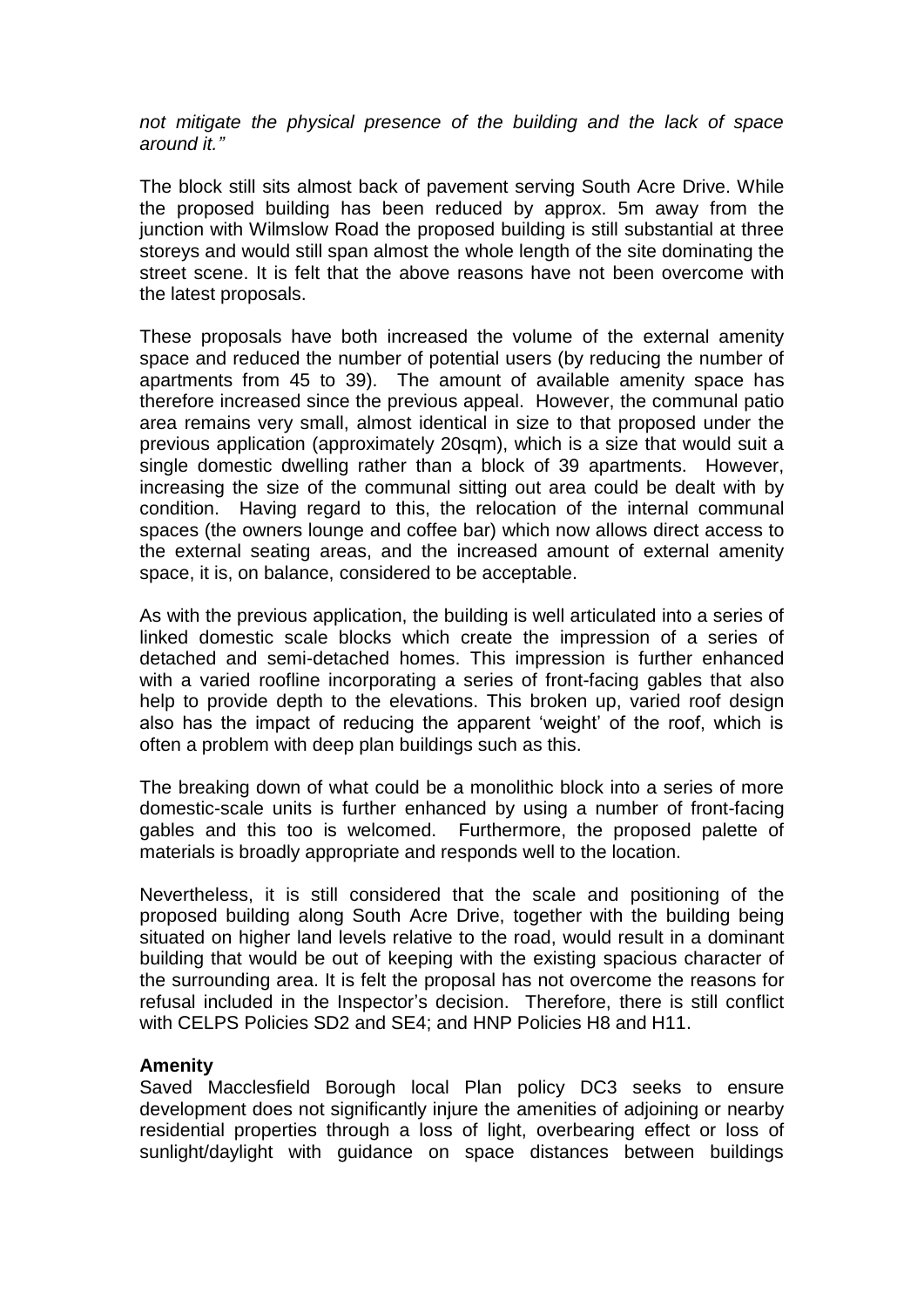*not mitigate the physical presence of the building and the lack of space around it."*

The block still sits almost back of pavement serving South Acre Drive. While the proposed building has been reduced by approx. 5m away from the junction with Wilmslow Road the proposed building is still substantial at three storeys and would still span almost the whole length of the site dominating the street scene. It is felt that the above reasons have not been overcome with the latest proposals.

These proposals have both increased the volume of the external amenity space and reduced the number of potential users (by reducing the number of apartments from 45 to 39). The amount of available amenity space has therefore increased since the previous appeal. However, the communal patio area remains very small, almost identical in size to that proposed under the previous application (approximately 20sqm), which is a size that would suit a single domestic dwelling rather than a block of 39 apartments. However, increasing the size of the communal sitting out area could be dealt with by condition. Having regard to this, the relocation of the internal communal spaces (the owners lounge and coffee bar) which now allows direct access to the external seating areas, and the increased amount of external amenity space, it is, on balance, considered to be acceptable.

As with the previous application, the building is well articulated into a series of linked domestic scale blocks which create the impression of a series of detached and semi-detached homes. This impression is further enhanced with a varied roofline incorporating a series of front-facing gables that also help to provide depth to the elevations. This broken up, varied roof design also has the impact of reducing the apparent 'weight' of the roof, which is often a problem with deep plan buildings such as this.

The breaking down of what could be a monolithic block into a series of more domestic-scale units is further enhanced by using a number of front-facing gables and this too is welcomed. Furthermore, the proposed palette of materials is broadly appropriate and responds well to the location.

Nevertheless, it is still considered that the scale and positioning of the proposed building along South Acre Drive, together with the building being situated on higher land levels relative to the road, would result in a dominant building that would be out of keeping with the existing spacious character of the surrounding area. It is felt the proposal has not overcome the reasons for refusal included in the Inspector's decision. Therefore, there is still conflict with CELPS Policies SD2 and SE4; and HNP Policies H8 and H11.

**Amenity**

Saved Macclesfield Borough local Plan policy DC3 seeks to ensure development does not significantly injure the amenities of adjoining or nearby residential properties through a loss of light, overbearing effect or loss of sunlight/daylight with guidance on space distances between buildings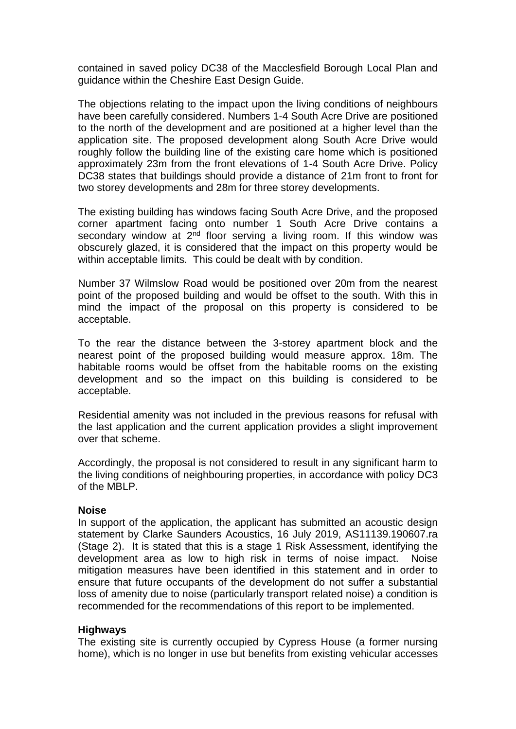contained in saved policy DC38 of the Macclesfield Borough Local Plan and guidance within the Cheshire East Design Guide.

The objections relating to the impact upon the living conditions of neighbours have been carefully considered. Numbers 1-4 South Acre Drive are positioned to the north of the development and are positioned at a higher level than the application site. The proposed development along South Acre Drive would roughly follow the building line of the existing care home which is positioned approximately 23m from the front elevations of 1-4 South Acre Drive. Policy DC38 states that buildings should provide a distance of 21m front to front for two storey developments and 28m for three storey developments.

The existing building has windows facing South Acre Drive, and the proposed corner apartment facing onto number 1 South Acre Drive contains a secondary window at 2nd floor serving a living room. If this window was obscurely glazed, it is considered that the impact on this property would be within acceptable limits. This could be dealt with by condition.

Number 37 Wilmslow Road would be positioned over 20m from the nearest point of the proposed building and would be offset to the south. With this in mind the impact of the proposal on this property is considered to be acceptable.

To the rear the distance between the 3-storey apartment block and the nearest point of the proposed building would measure approx. 18m. The habitable rooms would be offset from the habitable rooms on the existing development and so the impact on this building is considered to be acceptable.

Residential amenity was not included in the previous reasons for refusal with the last application and the current application provides a slight improvement over that scheme.

Accordingly, the proposal is not considered to result in any significant harm to the living conditions of neighbouring properties, in accordance with policy DC3 of the MBLP.

**Noise**

In support of the application, the applicant has submitted an acoustic design statement by Clarke Saunders Acoustics, 16 July 2019, AS11139.190607.ra (Stage 2). It is stated that this is a stage 1 Risk Assessment, identifying the development area as low to high risk in terms of noise impact. Noise mitigation measures have been identified in this statement and in order to ensure that future occupants of the development do not suffer a substantial loss of amenity due to noise (particularly transport related noise) a condition is recommended for the recommendations of this report to be implemented.

**Highways**

The existing site is currently occupied by Cypress House (a former nursing home), which is no longer in use but benefits from existing vehicular accesses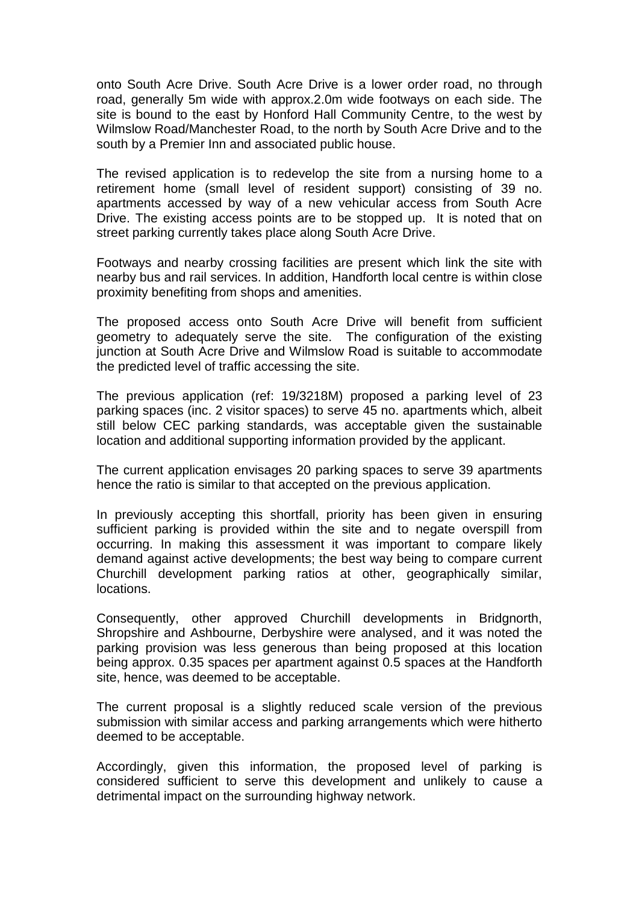onto South Acre Drive. South Acre Drive is a lower order road, no through road, generally 5m wide with approx.2.0m wide footways on each side. The site is bound to the east by Honford Hall Community Centre, to the west by Wilmslow Road/Manchester Road, to the north by South Acre Drive and to the south by a Premier Inn and associated public house.

The revised application is to redevelop the site from a nursing home to a retirement home (small level of resident support) consisting of 39 no. apartments accessed by way of a new vehicular access from South Acre Drive. The existing access points are to be stopped up. It is noted that on street parking currently takes place along South Acre Drive.

Footways and nearby crossing facilities are present which link the site with nearby bus and rail services. In addition, Handforth local centre is within close proximity benefiting from shops and amenities.

The proposed access onto South Acre Drive will benefit from sufficient geometry to adequately serve the site. The configuration of the existing junction at South Acre Drive and Wilmslow Road is suitable to accommodate the predicted level of traffic accessing the site.

The previous application (ref: 19/3218M) proposed a parking level of 23 parking spaces (inc. 2 visitor spaces) to serve 45 no. apartments which, albeit still below CEC parking standards, was acceptable given the sustainable location and additional supporting information provided by the applicant.

The current application envisages 20 parking spaces to serve 39 apartments hence the ratio is similar to that accepted on the previous application.

In previously accepting this shortfall, priority has been given in ensuring sufficient parking is provided within the site and to negate overspill from occurring. In making this assessment it was important to compare likely demand against active developments; the best way being to compare current Churchill development parking ratios at other, geographically similar, locations.

Consequently, other approved Churchill developments in Bridgnorth, Shropshire and Ashbourne, Derbyshire were analysed, and it was noted the parking provision was less generous than being proposed at this location being approx. 0.35 spaces per apartment against 0.5 spaces at the Handforth site, hence, was deemed to be acceptable.

The current proposal is a slightly reduced scale version of the previous submission with similar access and parking arrangements which were hitherto deemed to be acceptable.

Accordingly, given this information, the proposed level of parking is considered sufficient to serve this development and unlikely to cause a detrimental impact on the surrounding highway network.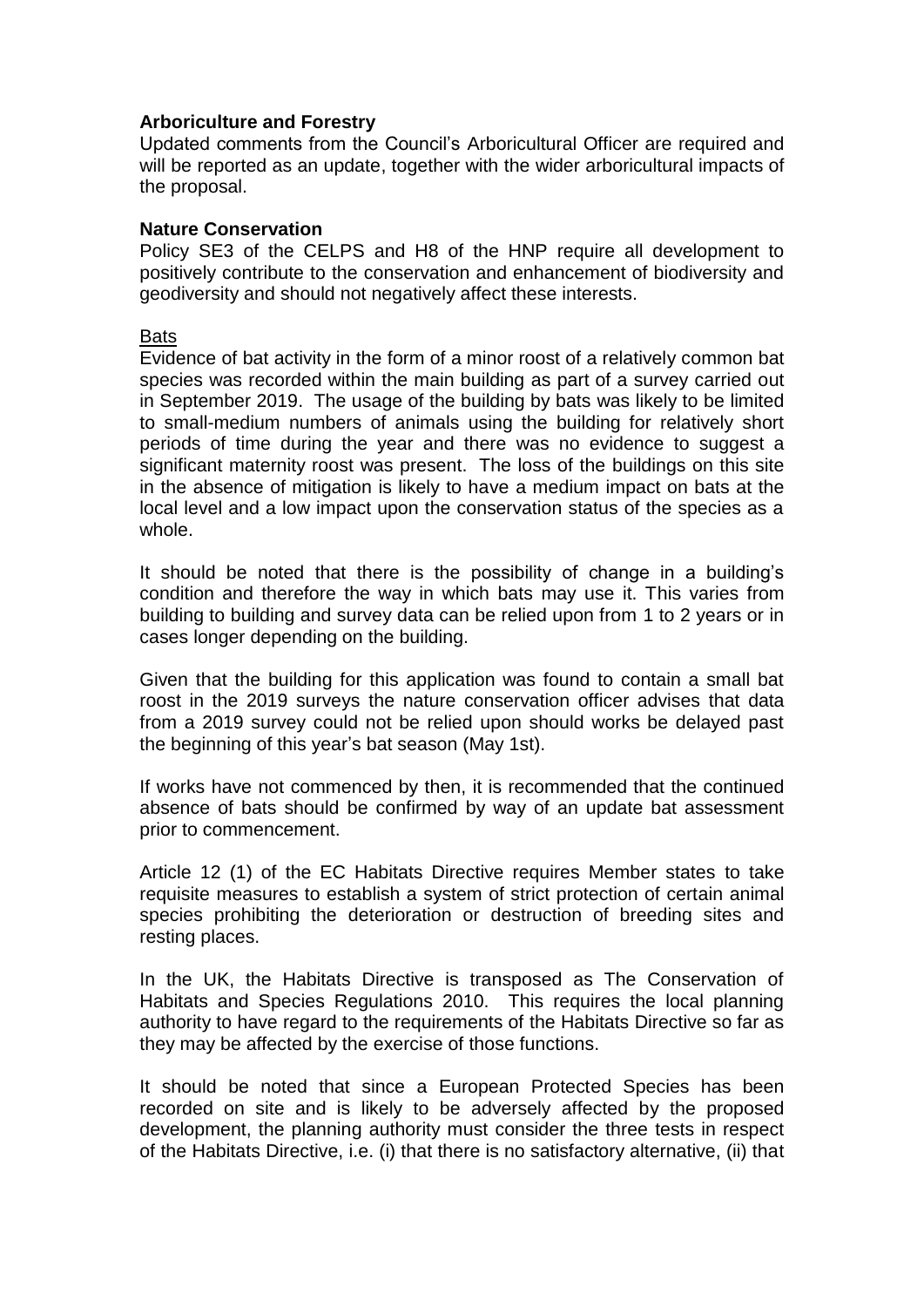**Arboriculture and Forestry**

Updated comments from the Council's Arboricultural Officer are required and will be reported as an update, together with the wider arboricultural impacts of the proposal.

**Nature Conservation**

Policy SE3 of the CELPS and H8 of the HNP require all development to positively contribute to the conservation and enhancement of biodiversity and geodiversity and should not negatively affect these interests.

<u>Bats</u>

Evidence of bat activity in the form of a minor roost of a relatively common bat species was recorded within the main building as part of a survey carried out in September 2019. The usage of the building by bats was likely to be limited to small-medium numbers of animals using the building for relatively short periods of time during the year and there was no evidence to suggest a significant maternity roost was present. The loss of the buildings on this site in the absence of mitigation is likely to have a medium impact on bats at the local level and a low impact upon the conservation status of the species as a whole.

It should be noted that there is the possibility of change in a building's condition and therefore the way in which bats may use it. This varies from building to building and survey data can be relied upon from 1 to 2 years or in cases longer depending on the building.

Given that the building for this application was found to contain a small bat roost in the 2019 surveys the nature conservation officer advises that data from a 2019 survey could not be relied upon should works be delayed past the beginning of this year's bat season (May 1st).

If works have not commenced by then, it is recommended that the continued absence of bats should be confirmed by way of an update bat assessment prior to commencement.

Article 12 (1) of the EC Habitats Directive requires Member states to take requisite measures to establish a system of strict protection of certain animal species prohibiting the deterioration or destruction of breeding sites and resting places.

In the UK, the Habitats Directive is transposed as The Conservation of Habitats and Species Regulations 2010. This requires the local planning authority to have regard to the requirements of the Habitats Directive so far as they may be affected by the exercise of those functions.

It should be noted that since a European Protected Species has been recorded on site and is likely to be adversely affected by the proposed development, the planning authority must consider the three tests in respect of the Habitats Directive, i.e. (i) that there is no satisfactory alternative, (ii) that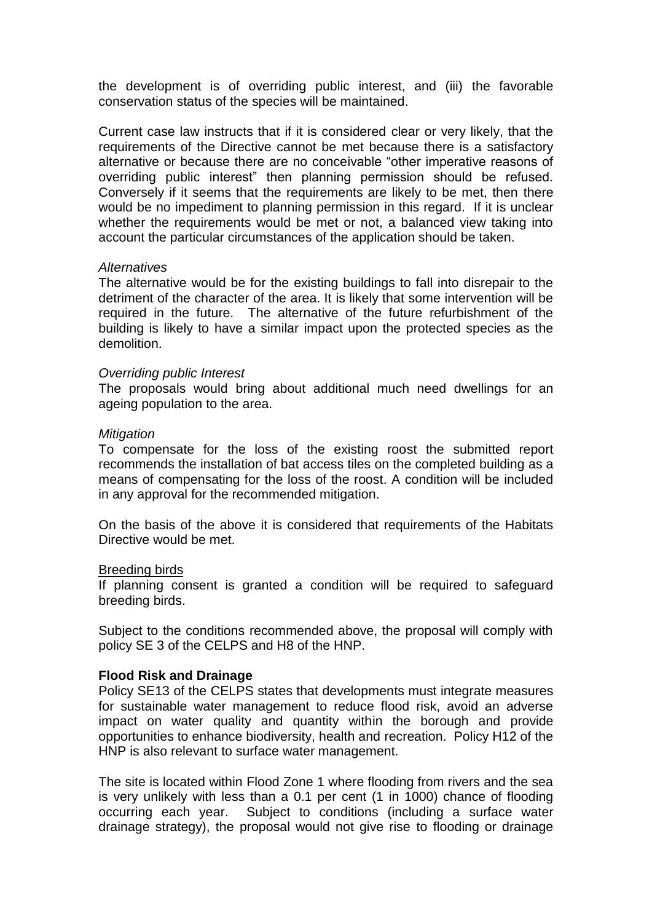the development is of overriding public interest, and (iii) the favorable conservation status of the species will be maintained.

Current case law instructs that if it is considered clear or very likely, that the requirements of the Directive cannot be met because there is a satisfactory alternative or because there are no conceivable "other imperative reasons of overriding public interest" then planning permission should be refused. Conversely if it seems that the requirements are likely to be met, then there would be no impediment to planning permission in this regard. If it is unclear whether the requirements would be met or not, a balanced view taking into account the particular circumstances of the application should be taken.

*Alternatives*
The alternative would be for the existing buildings to fall into disrepair to the detriment of the character of the area. It is likely that some intervention will be required in the future. The alternative of the future refurbishment of the building is likely to have a similar impact upon the protected species as the demolition.

*Overriding public Interest*
The proposals would bring about additional much need dwellings for an ageing population to the area.

*Mitigation*
To compensate for the loss of the existing roost the submitted report recommends the installation of bat access tiles on the completed building as a means of compensating for the loss of the roost. A condition will be included in any approval for the recommended mitigation.

On the basis of the above it is considered that requirements of the Habitats Directive would be met.

<u>Breeding birds</u>
If planning consent is granted a condition will be required to safeguard breeding birds.

Subject to the conditions recommended above, the proposal will comply with policy SE 3 of the CELPS and H8 of the HNP.

**Flood Risk and Drainage**
Policy SE13 of the CELPS states that developments must integrate measures for sustainable water management to reduce flood risk, avoid an adverse impact on water quality and quantity within the borough and provide opportunities to enhance biodiversity, health and recreation. Policy H12 of the HNP is also relevant to surface water management.

The site is located within Flood Zone 1 where flooding from rivers and the sea is very unlikely with less than a 0.1 per cent (1 in 1000) chance of flooding occurring each year. Subject to conditions (including a surface water drainage strategy), the proposal would not give rise to flooding or drainage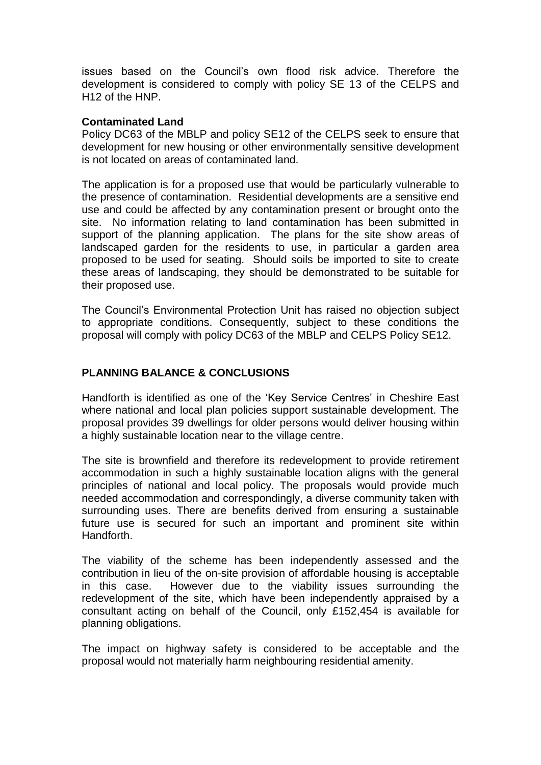issues based on the Council's own flood risk advice. Therefore the development is considered to comply with policy SE 13 of the CELPS and H12 of the HNP.

**Contaminated Land**

Policy DC63 of the MBLP and policy SE12 of the CELPS seek to ensure that development for new housing or other environmentally sensitive development is not located on areas of contaminated land.

The application is for a proposed use that would be particularly vulnerable to the presence of contamination. Residential developments are a sensitive end use and could be affected by any contamination present or brought onto the site. No information relating to land contamination has been submitted in support of the planning application. The plans for the site show areas of landscaped garden for the residents to use, in particular a garden area proposed to be used for seating. Should soils be imported to site to create these areas of landscaping, they should be demonstrated to be suitable for their proposed use.

The Council's Environmental Protection Unit has raised no objection subject to appropriate conditions. Consequently, subject to these conditions the proposal will comply with policy DC63 of the MBLP and CELPS Policy SE12.

## PLANNING BALANCE & CONCLUSIONS

Handforth is identified as one of the 'Key Service Centres' in Cheshire East where national and local plan policies support sustainable development. The proposal provides 39 dwellings for older persons would deliver housing within a highly sustainable location near to the village centre.

The site is brownfield and therefore its redevelopment to provide retirement accommodation in such a highly sustainable location aligns with the general principles of national and local policy. The proposals would provide much needed accommodation and correspondingly, a diverse community taken with surrounding uses. There are benefits derived from ensuring a sustainable future use is secured for such an important and prominent site within Handforth.

The viability of the scheme has been independently assessed and the contribution in lieu of the on-site provision of affordable housing is acceptable in this case. However due to the viability issues surrounding the redevelopment of the site, which have been independently appraised by a consultant acting on behalf of the Council, only £152,454 is available for planning obligations.

The impact on highway safety is considered to be acceptable and the proposal would not materially harm neighbouring residential amenity.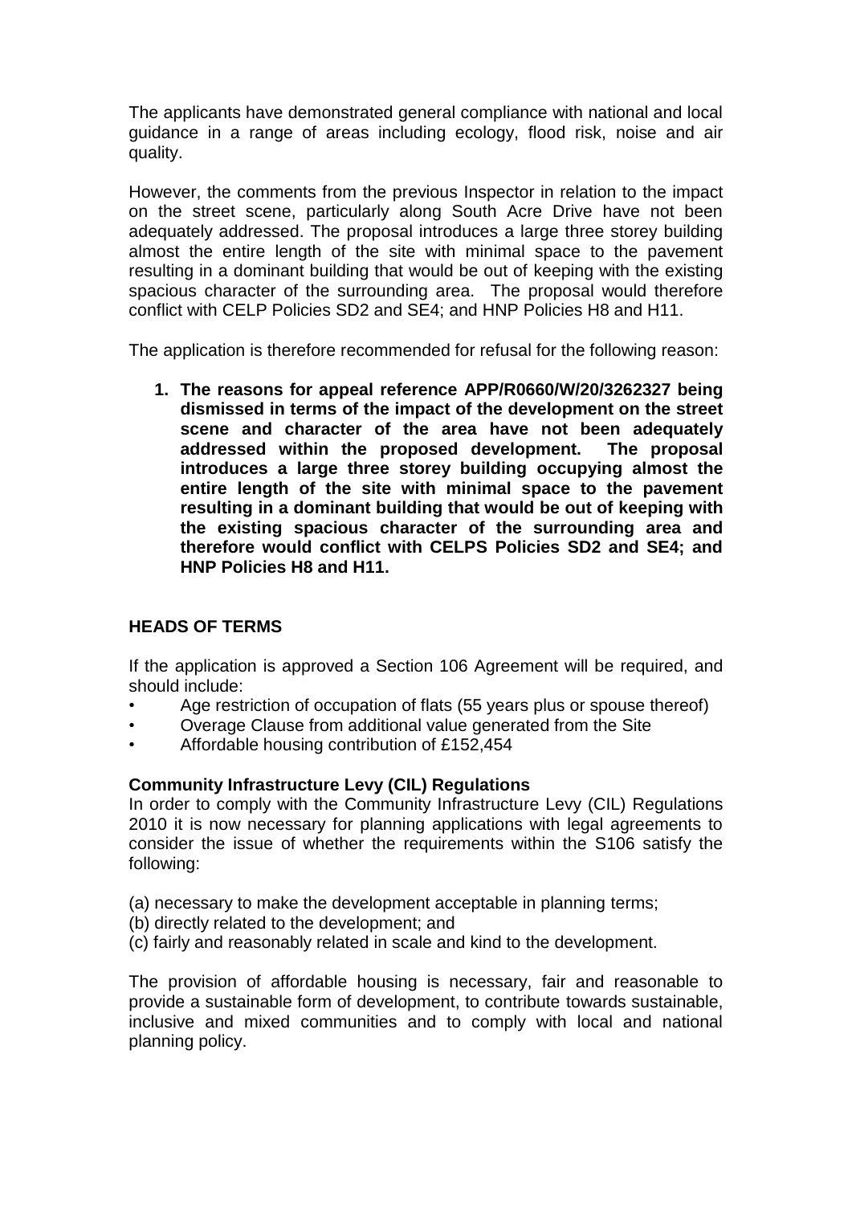The applicants have demonstrated general compliance with national and local guidance in a range of areas including ecology, flood risk, noise and air quality.

However, the comments from the previous Inspector in relation to the impact on the street scene, particularly along South Acre Drive have not been adequately addressed. The proposal introduces a large three storey building almost the entire length of the site with minimal space to the pavement resulting in a dominant building that would be out of keeping with the existing spacious character of the surrounding area. The proposal would therefore conflict with CELP Policies SD2 and SE4; and HNP Policies H8 and H11.

The application is therefore recommended for refusal for the following reason:

1. **The reasons for appeal reference APP/R0660/W/20/3262327 being dismissed in terms of the impact of the development on the street scene and character of the area have not been adequately addressed within the proposed development. The proposal introduces a large three storey building occupying almost the entire length of the site with minimal space to the pavement resulting in a dominant building that would be out of keeping with the existing spacious character of the surrounding area and therefore would conflict with CELPS Policies SD2 and SE4; and HNP Policies H8 and H11.**

## HEADS OF TERMS

If the application is approved a Section 106 Agreement will be required, and should include:

- Age restriction of occupation of flats (55 years plus or spouse thereof)
- Overage Clause from additional value generated from the Site
- Affordable housing contribution of £152,454

### Community Infrastructure Levy (CIL) Regulations

In order to comply with the Community Infrastructure Levy (CIL) Regulations 2010 it is now necessary for planning applications with legal agreements to consider the issue of whether the requirements within the S106 satisfy the following:

(a) necessary to make the development acceptable in planning terms;
(b) directly related to the development; and
(c) fairly and reasonably related in scale and kind to the development.

The provision of affordable housing is necessary, fair and reasonable to provide a sustainable form of development, to contribute towards sustainable, inclusive and mixed communities and to comply with local and national planning policy.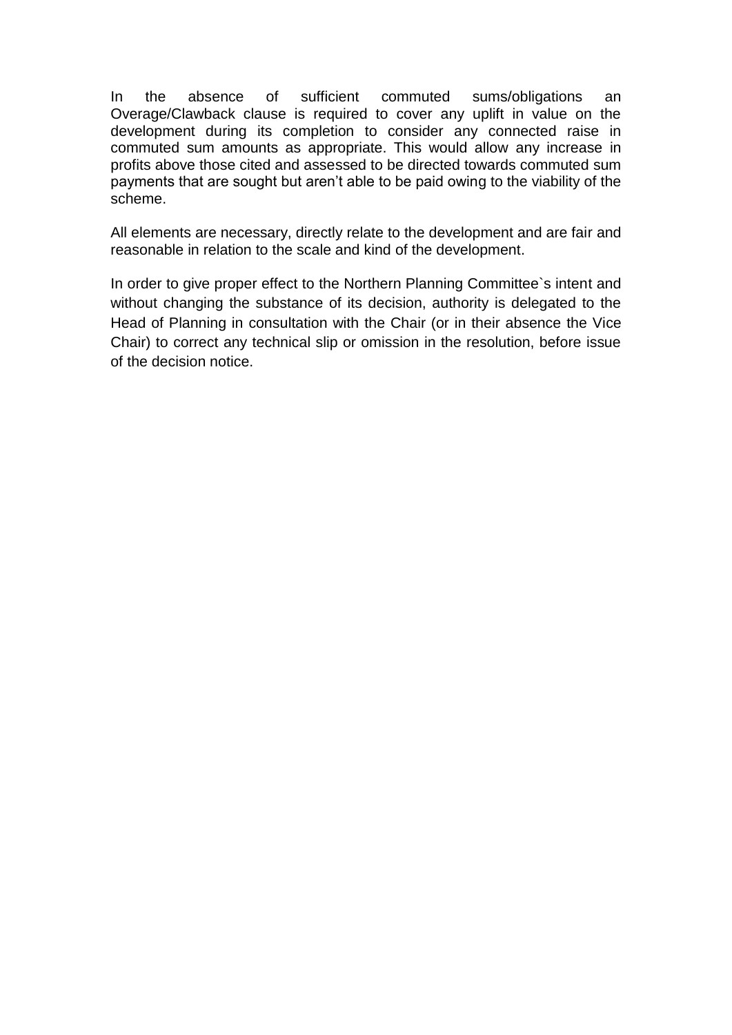In the absence of sufficient commuted sums/obligations an Overage/Clawback clause is required to cover any uplift in value on the development during its completion to consider any connected raise in commuted sum amounts as appropriate. This would allow any increase in profits above those cited and assessed to be directed towards commuted sum payments that are sought but aren't able to be paid owing to the viability of the scheme.

All elements are necessary, directly relate to the development and are fair and reasonable in relation to the scale and kind of the development.

In order to give proper effect to the Northern Planning Committee`s intent and without changing the substance of its decision, authority is delegated to the Head of Planning in consultation with the Chair (or in their absence the Vice Chair) to correct any technical slip or omission in the resolution, before issue of the decision notice.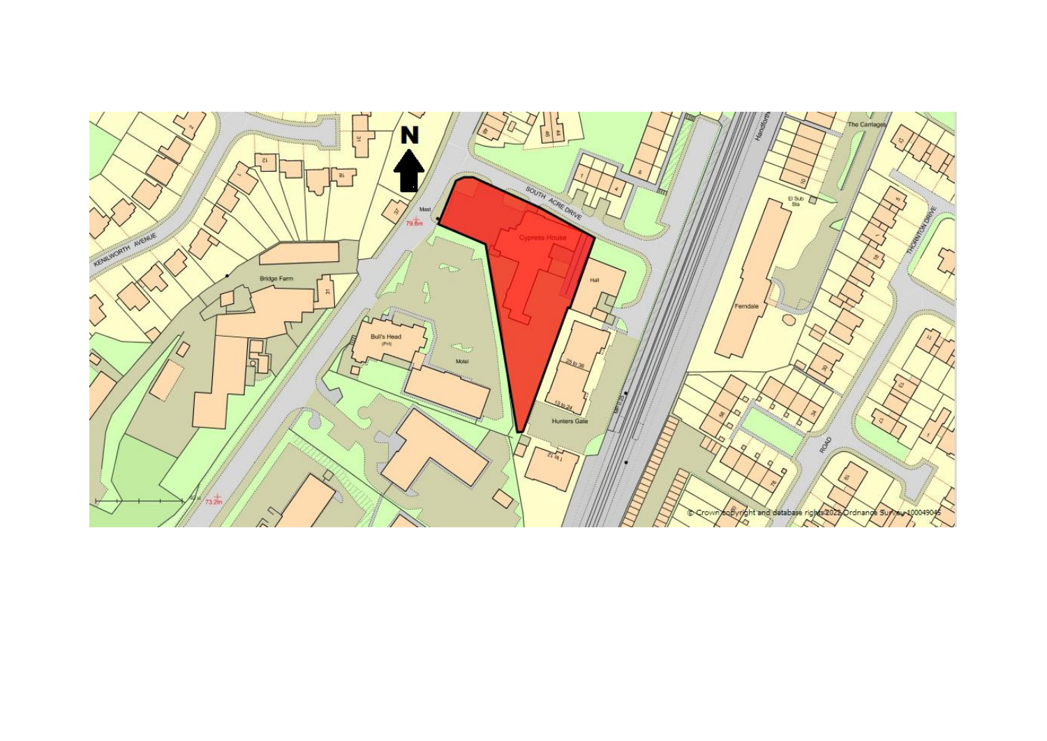N

Cypress House

South Acre Drive

Hall

Bull's Head (PH)

Motel

Hunters Gate

Bridge Farm

Kenilworth Avenue

Ferndale

The Carriages

El Sub Sta

Thornton Drive

Road

Mast

79.6m

73.2m

© Crown copyright and database rights 2022 Ordnance Survey 100049045